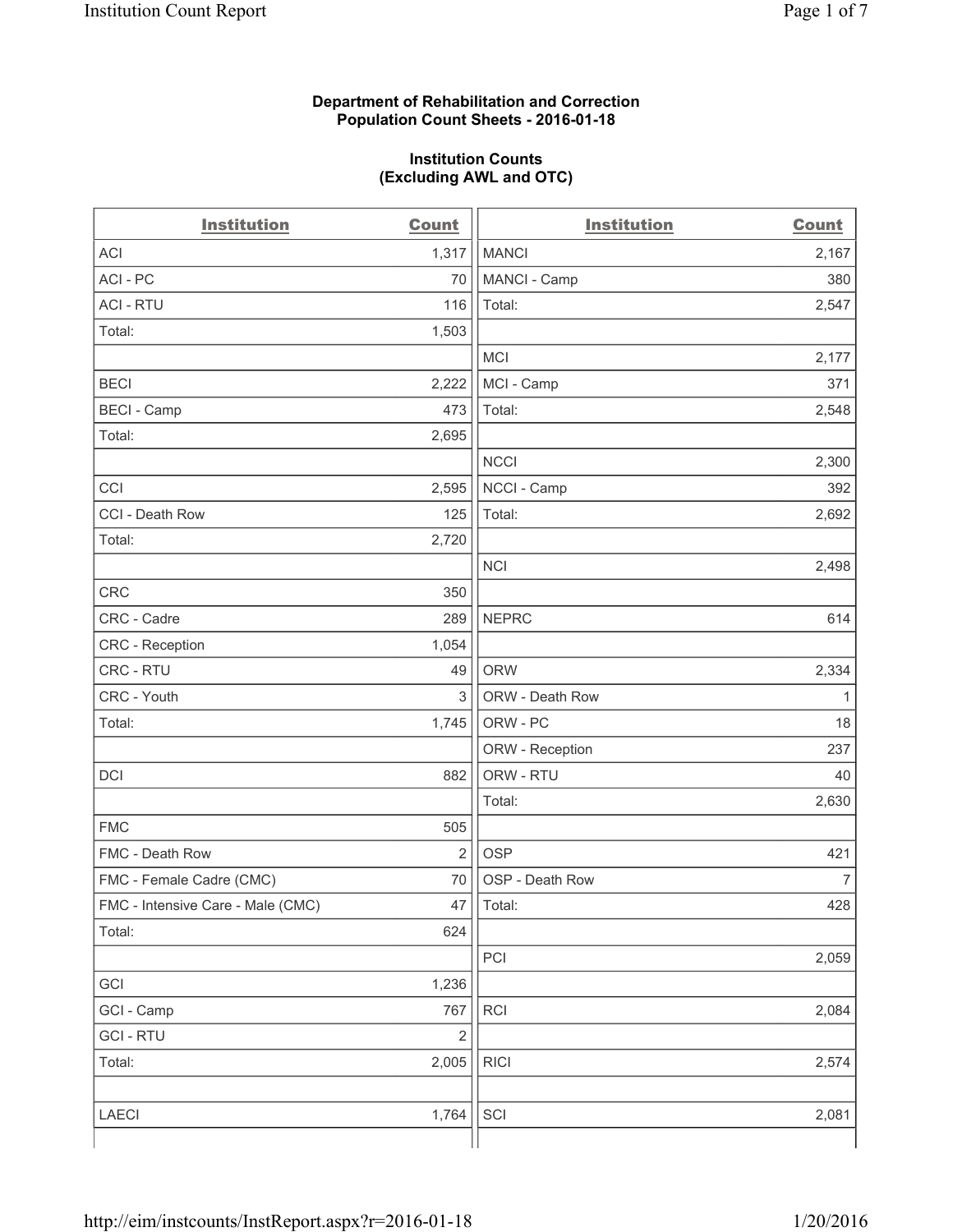**Department of Rehabilitation and Correction**
**Population Count Sheets - 2016-01-18**

**Institution Counts**
**(Excluding AWL and OTC)**

| Institution | Count | Institution | Count |
|---|---|---|---|
| ACI | 1,317 | MANCI | 2,167 |
| ACI - PC | 70 | MANCI - Camp | 380 |
| ACI - RTU | 116 | Total: | 2,547 |
| Total: | 1,503 | | |
| | | MCI | 2,177 |
| BECI | 2,222 | MCI - Camp | 371 |
| BECI - Camp | 473 | Total: | 2,548 |
| Total: | 2,695 | | |
| | | NCCI | 2,300 |
| CCI | 2,595 | NCCI - Camp | 392 |
| CCI - Death Row | 125 | Total: | 2,692 |
| Total: | 2,720 | | |
| | | NCI | 2,498 |
| CRC | 350 | | |
| CRC - Cadre | 289 | NEPRC | 614 |
| CRC - Reception | 1,054 | | |
| CRC - RTU | 49 | ORW | 2,334 |
| CRC - Youth | 3 | ORW - Death Row | 1 |
| Total: | 1,745 | ORW - PC | 18 |
| | | ORW - Reception | 237 |
| DCI | 882 | ORW - RTU | 40 |
| | | Total: | 2,630 |
| FMC | 505 | | |
| FMC - Death Row | 2 | OSP | 421 |
| FMC - Female Cadre (CMC) | 70 | OSP - Death Row | 7 |
| FMC - Intensive Care - Male (CMC) | 47 | Total: | 428 |
| Total: | 624 | | |
| | | PCI | 2,059 |
| GCI | 1,236 | | |
| GCI - Camp | 767 | RCI | 2,084 |
| GCI - RTU | 2 | | |
| Total: | 2,005 | RICI | 2,574 |
| | | | |
| LAECI | 1,764 | SCI | 2,081 |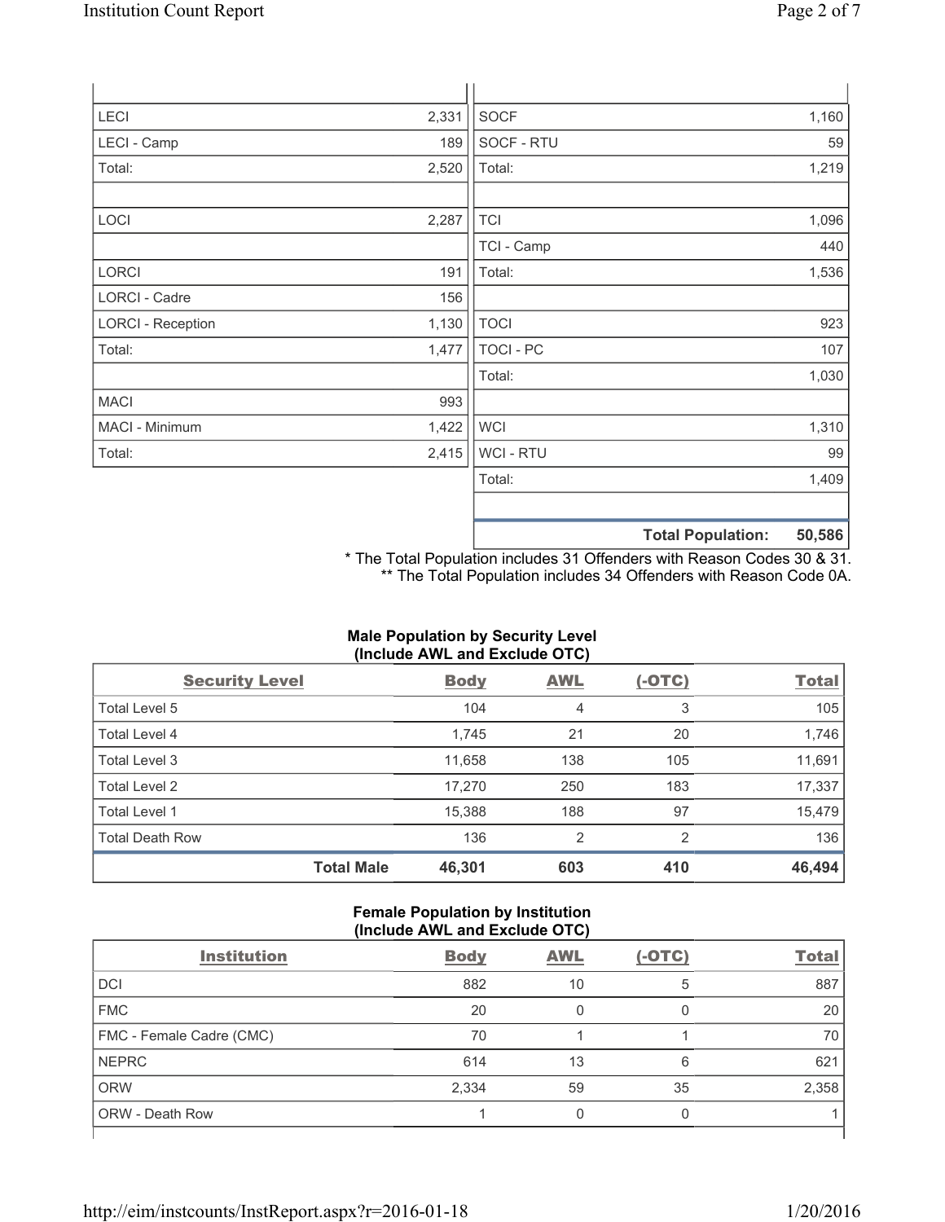| | | | |
|---|---|---|---|
| LECI | 2,331 | SOCF | 1,160 |
| LECI - Camp | 189 | SOCF - RTU | 59 |
| Total: | 2,520 | Total: | 1,219 |
| | | | |
| LOCI | 2,287 | TCI | 1,096 |
| | | TCI - Camp | 440 |
| LORCI | 191 | Total: | 1,536 |
| LORCI - Cadre | 156 | | |
| LORCI - Reception | 1,130 | TOCI | 923 |
| Total: | 1,477 | TOCI - PC | 107 |
| | | Total: | 1,030 |
| MACI | 993 | | |
| MACI - Minimum | 1,422 | WCI | 1,310 |
| Total: | 2,415 | WCI - RTU | 99 |
| | | Total: | 1,409 |
| | | | |
| | | **Total Population:** | **50,586** |

\* The Total Population includes 31 Offenders with Reason Codes 30 & 31.
\** The Total Population includes 34 Offenders with Reason Code 0A.

**Male Population by Security Level (Include AWL and Exclude OTC)**

| Security Level | Body | AWL | (-OTC) | Total |
|---|---|---|---|---|
| Total Level 5 | 104 | 4 | 3 | 105 |
| Total Level 4 | 1,745 | 21 | 20 | 1,746 |
| Total Level 3 | 11,658 | 138 | 105 | 11,691 |
| Total Level 2 | 17,270 | 250 | 183 | 17,337 |
| Total Level 1 | 15,388 | 188 | 97 | 15,479 |
| Total Death Row | 136 | 2 | 2 | 136 |
| **Total Male** | **46,301** | **603** | **410** | **46,494** |

**Female Population by Institution (Include AWL and Exclude OTC)**

| Institution | Body | AWL | (-OTC) | Total |
|---|---|---|---|---|
| DCI | 882 | 10 | 5 | 887 |
| FMC | 20 | 0 | 0 | 20 |
| FMC - Female Cadre (CMC) | 70 | 1 | 1 | 70 |
| NEPRC | 614 | 13 | 6 | 621 |
| ORW | 2,334 | 59 | 35 | 2,358 |
| ORW - Death Row | 1 | 0 | 0 | 1 |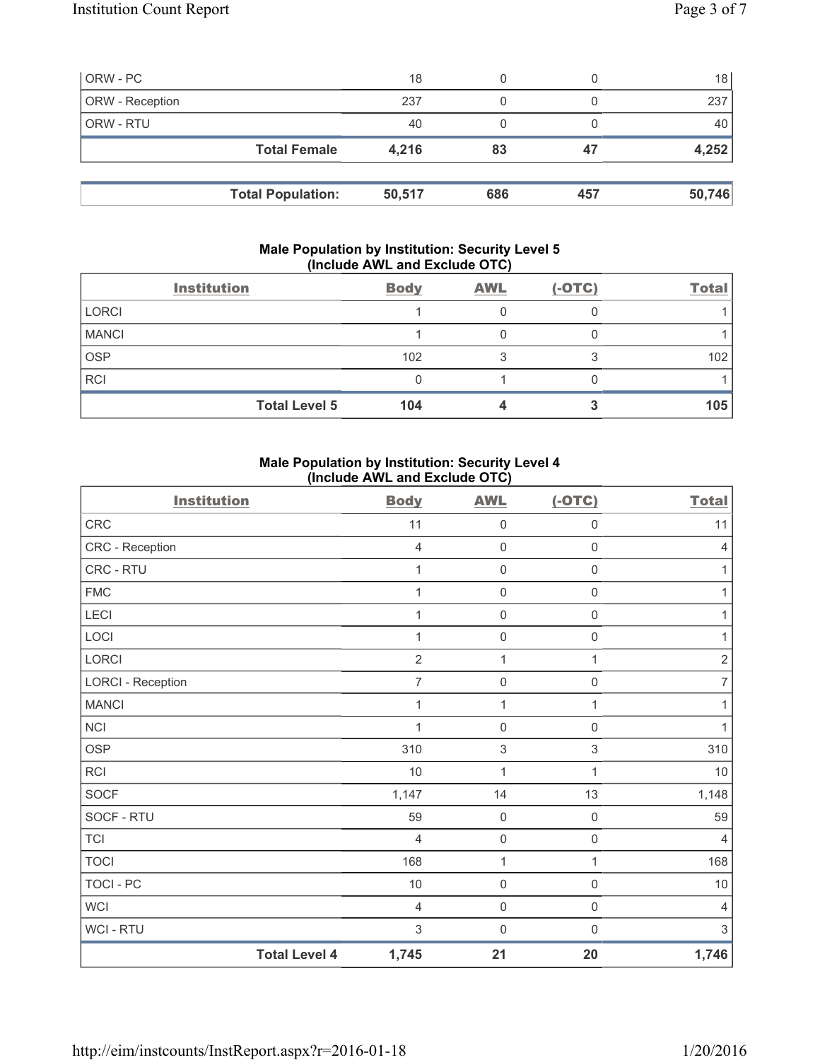| ORW - PC | 18 | 0 | 0 | 18 |
|---|---|---|---|---|
| ORW - Reception | 237 | 0 | 0 | 237 |
| ORW - RTU | 40 | 0 | 0 | 40 |
| **Total Female** | **4,216** | **83** | **47** | **4,252** |

| **Total Population:** | **50,517** | **686** | **457** | **50,746** |
|---|---|---|---|---|

## Male Population by Institution: Security Level 5 (Include AWL and Exclude OTC)

| Institution | Body | AWL | (-OTC) | Total |
|---|---|---|---|---|
| LORCI | 1 | 0 | 0 | 1 |
| MANCI | 1 | 0 | 0 | 1 |
| OSP | 102 | 3 | 3 | 102 |
| RCI | 0 | 1 | 0 | 1 |
| **Total Level 5** | **104** | **4** | **3** | **105** |

## Male Population by Institution: Security Level 4 (Include AWL and Exclude OTC)

| Institution | Body | AWL | (-OTC) | Total |
|---|---|---|---|---|
| CRC | 11 | 0 | 0 | 11 |
| CRC - Reception | 4 | 0 | 0 | 4 |
| CRC - RTU | 1 | 0 | 0 | 1 |
| FMC | 1 | 0 | 0 | 1 |
| LECI | 1 | 0 | 0 | 1 |
| LOCI | 1 | 0 | 0 | 1 |
| LORCI | 2 | 1 | 1 | 2 |
| LORCI - Reception | 7 | 0 | 0 | 7 |
| MANCI | 1 | 1 | 1 | 1 |
| NCI | 1 | 0 | 0 | 1 |
| OSP | 310 | 3 | 3 | 310 |
| RCI | 10 | 1 | 1 | 10 |
| SOCF | 1,147 | 14 | 13 | 1,148 |
| SOCF - RTU | 59 | 0 | 0 | 59 |
| TCI | 4 | 0 | 0 | 4 |
| TOCI | 168 | 1 | 1 | 168 |
| TOCI - PC | 10 | 0 | 0 | 10 |
| WCI | 4 | 0 | 0 | 4 |
| WCI - RTU | 3 | 0 | 0 | 3 |
| **Total Level 4** | **1,745** | **21** | **20** | **1,746** |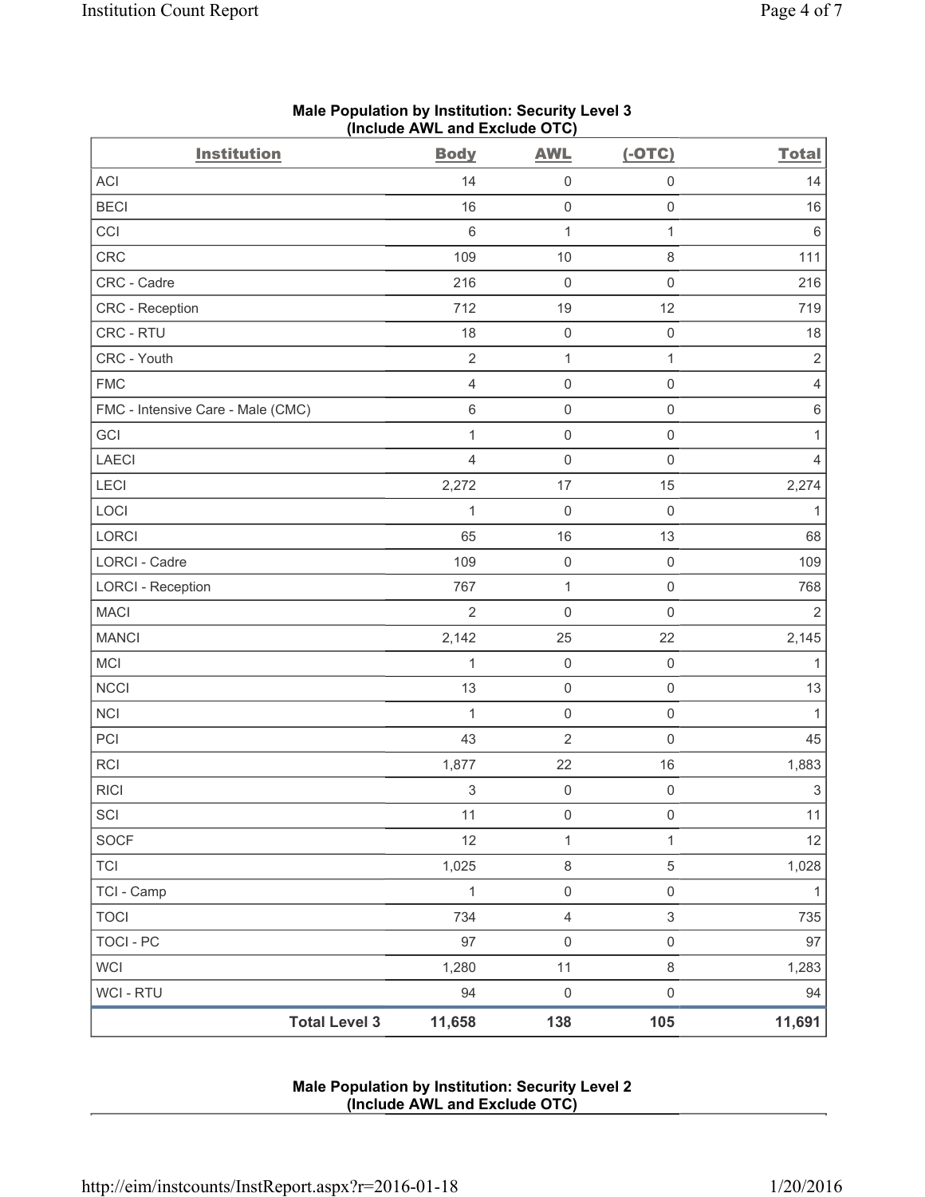## Male Population by Institution: Security Level 3
### (Include AWL and Exclude OTC)

| Institution | Body | AWL | (-OTC) | Total |
|---|---|---|---|---|
| ACI | 14 | 0 | 0 | 14 |
| BECI | 16 | 0 | 0 | 16 |
| CCI | 6 | 1 | 1 | 6 |
| CRC | 109 | 10 | 8 | 111 |
| CRC - Cadre | 216 | 0 | 0 | 216 |
| CRC - Reception | 712 | 19 | 12 | 719 |
| CRC - RTU | 18 | 0 | 0 | 18 |
| CRC - Youth | 2 | 1 | 1 | 2 |
| FMC | 4 | 0 | 0 | 4 |
| FMC - Intensive Care - Male (CMC) | 6 | 0 | 0 | 6 |
| GCI | 1 | 0 | 0 | 1 |
| LAECI | 4 | 0 | 0 | 4 |
| LECI | 2,272 | 17 | 15 | 2,274 |
| LOCI | 1 | 0 | 0 | 1 |
| LORCI | 65 | 16 | 13 | 68 |
| LORCI - Cadre | 109 | 0 | 0 | 109 |
| LORCI - Reception | 767 | 1 | 0 | 768 |
| MACI | 2 | 0 | 0 | 2 |
| MANCI | 2,142 | 25 | 22 | 2,145 |
| MCI | 1 | 0 | 0 | 1 |
| NCCI | 13 | 0 | 0 | 13 |
| NCI | 1 | 0 | 0 | 1 |
| PCI | 43 | 2 | 0 | 45 |
| RCI | 1,877 | 22 | 16 | 1,883 |
| RICI | 3 | 0 | 0 | 3 |
| SCI | 11 | 0 | 0 | 11 |
| SOCF | 12 | 1 | 1 | 12 |
| TCI | 1,025 | 8 | 5 | 1,028 |
| TCI - Camp | 1 | 0 | 0 | 1 |
| TOCI | 734 | 4 | 3 | 735 |
| TOCI - PC | 97 | 0 | 0 | 97 |
| WCI | 1,280 | 11 | 8 | 1,283 |
| WCI - RTU | 94 | 0 | 0 | 94 |
| **Total Level 3** | **11,658** | **138** | **105** | **11,691** |

## Male Population by Institution: Security Level 2
### (Include AWL and Exclude OTC)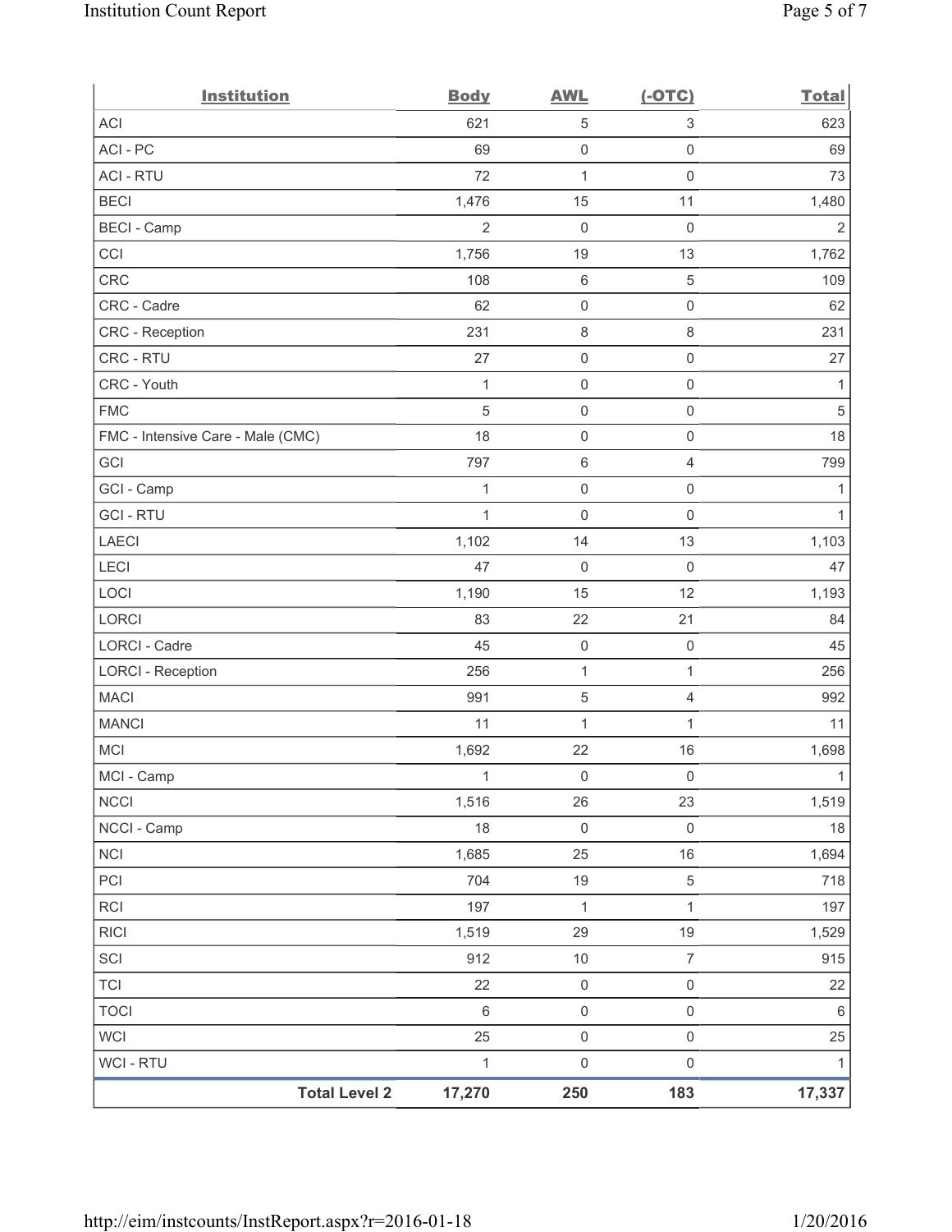| Institution | Body | AWL | (-OTC) | Total |
|---|---|---|---|---|
| ACI | 621 | 5 | 3 | 623 |
| ACI - PC | 69 | 0 | 0 | 69 |
| ACI - RTU | 72 | 1 | 0 | 73 |
| BECI | 1,476 | 15 | 11 | 1,480 |
| BECI - Camp | 2 | 0 | 0 | 2 |
| CCI | 1,756 | 19 | 13 | 1,762 |
| CRC | 108 | 6 | 5 | 109 |
| CRC - Cadre | 62 | 0 | 0 | 62 |
| CRC - Reception | 231 | 8 | 8 | 231 |
| CRC - RTU | 27 | 0 | 0 | 27 |
| CRC - Youth | 1 | 0 | 0 | 1 |
| FMC | 5 | 0 | 0 | 5 |
| FMC - Intensive Care - Male (CMC) | 18 | 0 | 0 | 18 |
| GCI | 797 | 6 | 4 | 799 |
| GCI - Camp | 1 | 0 | 0 | 1 |
| GCI - RTU | 1 | 0 | 0 | 1 |
| LAECI | 1,102 | 14 | 13 | 1,103 |
| LECI | 47 | 0 | 0 | 47 |
| LOCI | 1,190 | 15 | 12 | 1,193 |
| LORCI | 83 | 22 | 21 | 84 |
| LORCI - Cadre | 45 | 0 | 0 | 45 |
| LORCI - Reception | 256 | 1 | 1 | 256 |
| MACI | 991 | 5 | 4 | 992 |
| MANCI | 11 | 1 | 1 | 11 |
| MCI | 1,692 | 22 | 16 | 1,698 |
| MCI - Camp | 1 | 0 | 0 | 1 |
| NCCI | 1,516 | 26 | 23 | 1,519 |
| NCCI - Camp | 18 | 0 | 0 | 18 |
| NCI | 1,685 | 25 | 16 | 1,694 |
| PCI | 704 | 19 | 5 | 718 |
| RCI | 197 | 1 | 1 | 197 |
| RICI | 1,519 | 29 | 19 | 1,529 |
| SCI | 912 | 10 | 7 | 915 |
| TCI | 22 | 0 | 0 | 22 |
| TOCI | 6 | 0 | 0 | 6 |
| WCI | 25 | 0 | 0 | 25 |
| WCI - RTU | 1 | 0 | 0 | 1 |
| **Total Level 2** | **17,270** | **250** | **183** | **17,337** |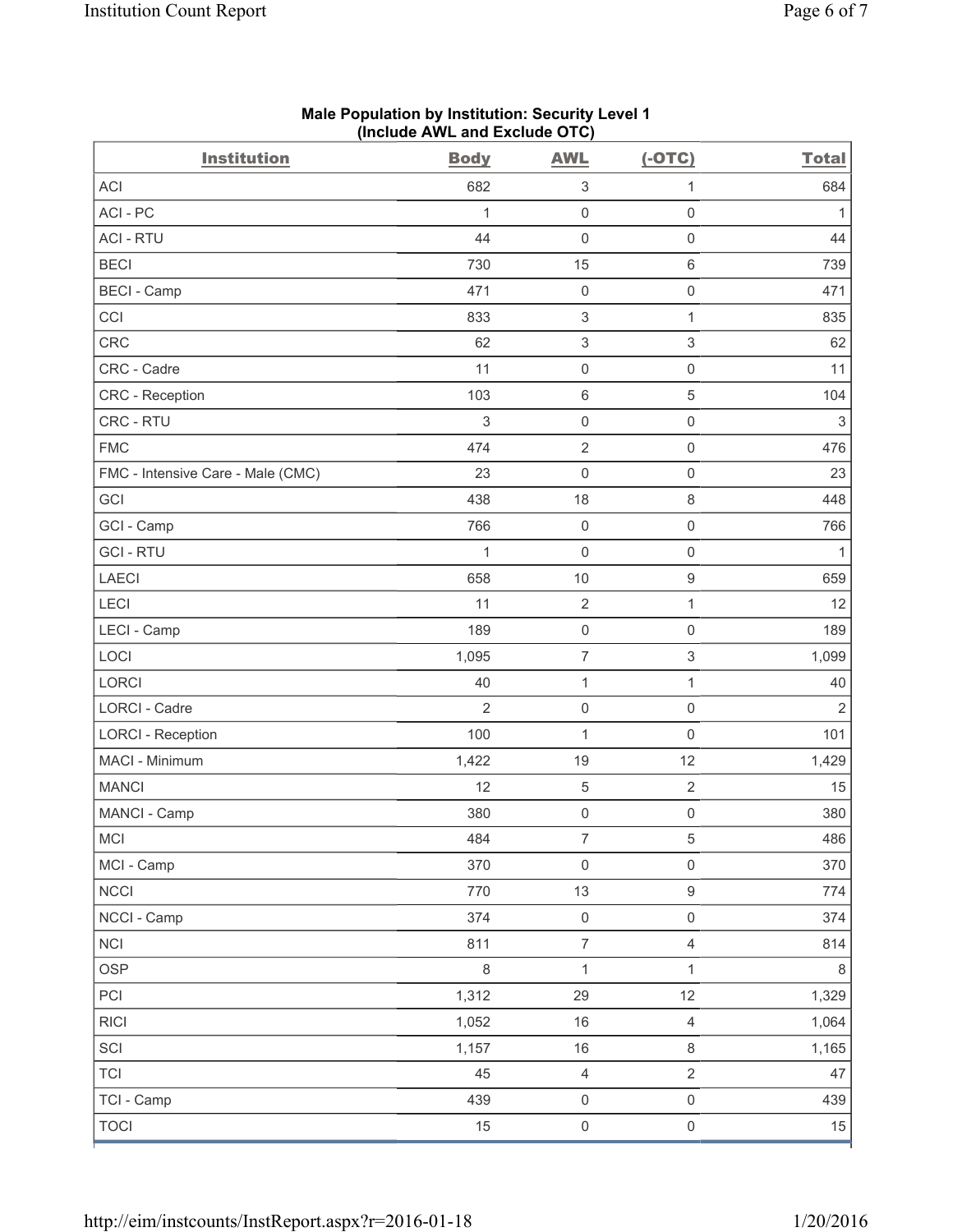## Male Population by Institution: Security Level 1 (Include AWL and Exclude OTC)

| Institution | Body | AWL | (-OTC) | Total |
|---|---|---|---|---|
| ACI | 682 | 3 | 1 | 684 |
| ACI - PC | 1 | 0 | 0 | 1 |
| ACI - RTU | 44 | 0 | 0 | 44 |
| BECI | 730 | 15 | 6 | 739 |
| BECI - Camp | 471 | 0 | 0 | 471 |
| CCI | 833 | 3 | 1 | 835 |
| CRC | 62 | 3 | 3 | 62 |
| CRC - Cadre | 11 | 0 | 0 | 11 |
| CRC - Reception | 103 | 6 | 5 | 104 |
| CRC - RTU | 3 | 0 | 0 | 3 |
| FMC | 474 | 2 | 0 | 476 |
| FMC - Intensive Care - Male (CMC) | 23 | 0 | 0 | 23 |
| GCI | 438 | 18 | 8 | 448 |
| GCI - Camp | 766 | 0 | 0 | 766 |
| GCI - RTU | 1 | 0 | 0 | 1 |
| LAECI | 658 | 10 | 9 | 659 |
| LECI | 11 | 2 | 1 | 12 |
| LECI - Camp | 189 | 0 | 0 | 189 |
| LOCI | 1,095 | 7 | 3 | 1,099 |
| LORCI | 40 | 1 | 1 | 40 |
| LORCI - Cadre | 2 | 0 | 0 | 2 |
| LORCI - Reception | 100 | 1 | 0 | 101 |
| MACI - Minimum | 1,422 | 19 | 12 | 1,429 |
| MANCI | 12 | 5 | 2 | 15 |
| MANCI - Camp | 380 | 0 | 0 | 380 |
| MCI | 484 | 7 | 5 | 486 |
| MCI - Camp | 370 | 0 | 0 | 370 |
| NCCI | 770 | 13 | 9 | 774 |
| NCCI - Camp | 374 | 0 | 0 | 374 |
| NCI | 811 | 7 | 4 | 814 |
| OSP | 8 | 1 | 1 | 8 |
| PCI | 1,312 | 29 | 12 | 1,329 |
| RICI | 1,052 | 16 | 4 | 1,064 |
| SCI | 1,157 | 16 | 8 | 1,165 |
| TCI | 45 | 4 | 2 | 47 |
| TCI - Camp | 439 | 0 | 0 | 439 |
| TOCI | 15 | 0 | 0 | 15 |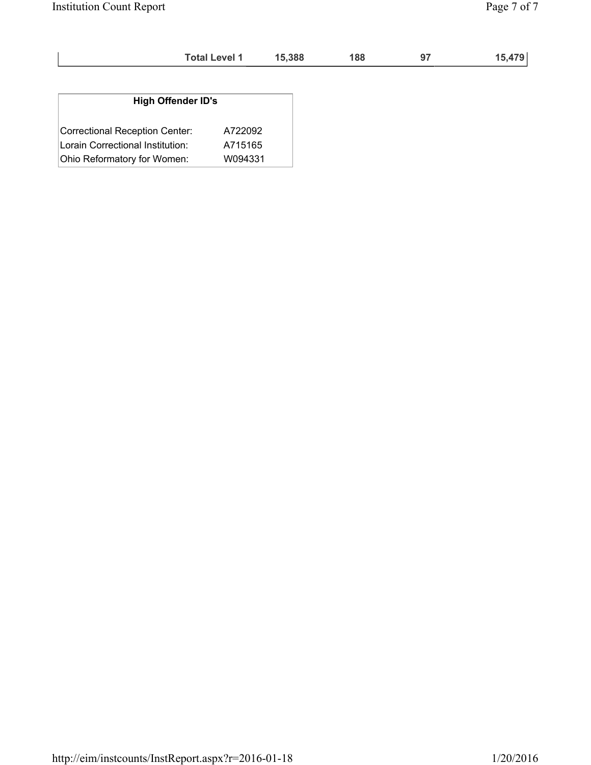| | | | | |
|---|---|---|---|---|
| Total Level 1 | 15,388 | 188 | 97 | 15,479 |

| High Offender ID's | |
|---|---|
| Correctional Reception Center: | A722092 |
| Lorain Correctional Institution: | A715165 |
| Ohio Reformatory for Women: | W094331 |